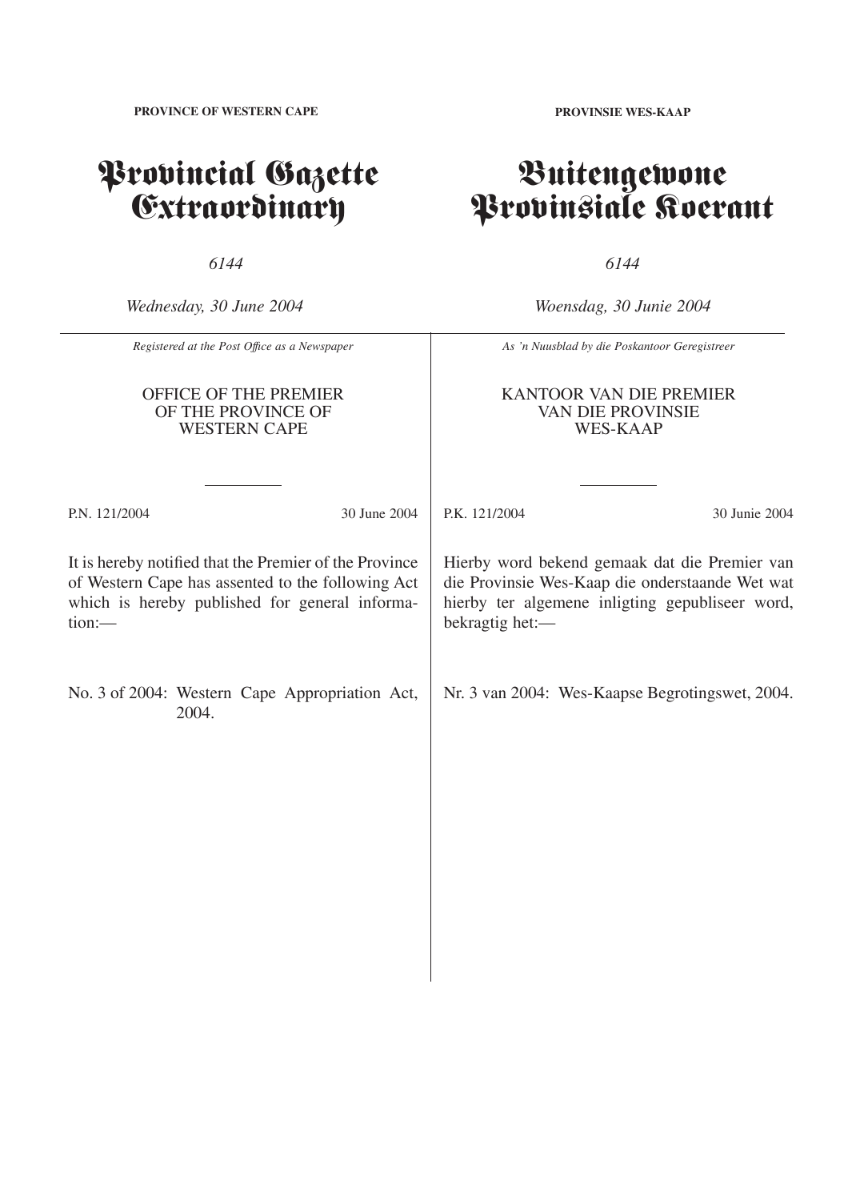**PROVINCE OF WESTERN CAPE**

# Provincial Gazette Extraordinary

*6144*

*Wednesday, 30 June 2004*

*Registered at the Post Office as a Newspaper*

OFFICE OF THE PREMIER
OF THE PROVINCE OF
WESTERN CAPE

P.N. 121/2004 — 30 June 2004

It is hereby notified that the Premier of the Province of Western Cape has assented to the following Act which is hereby published for general information:—

No. 3 of 2004: Western Cape Appropriation Act, 2004.

**PROVINSIE WES-KAAP**

# Buitengewone Provinsiale Koerant

*6144*

*Woensdag, 30 Junie 2004*

*As 'n Nuusblad by die Poskantoor Geregistreer*

KANTOOR VAN DIE PREMIER
VAN DIE PROVINSIE
WES-KAAP

P.K. 121/2004 — 30 Junie 2004

Hierby word bekend gemaak dat die Premier van die Provinsie Wes-Kaap die onderstaande Wet wat hierby ter algemene inligting gepubliseer word, bekragtig het:—

Nr. 3 van 2004: Wes-Kaapse Begrotingswet, 2004.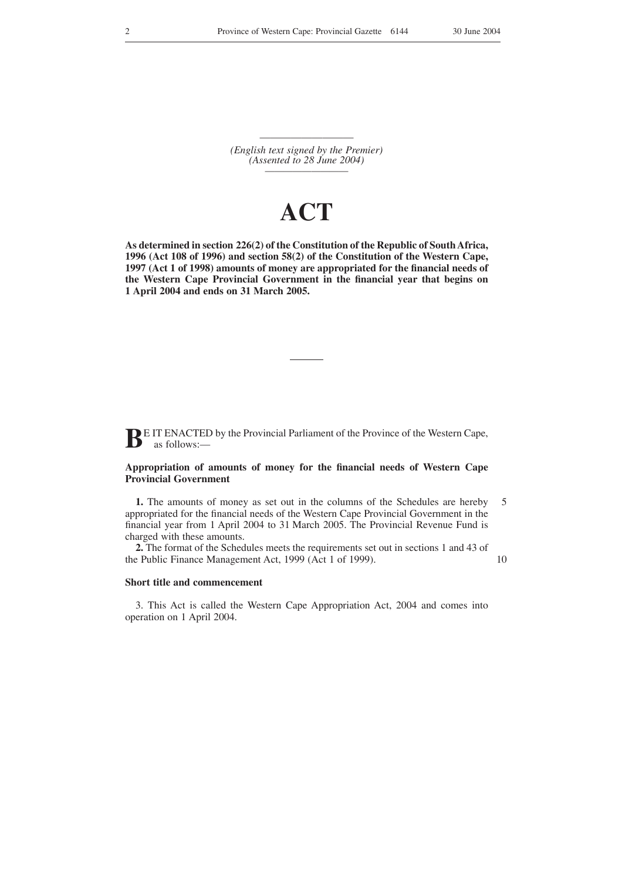*(English text signed by the Premier)*
*(Assented to 28 June 2004)*

# ACT

**As determined in section 226(2) of the Constitution of the Republic of South Africa, 1996 (Act 108 of 1996) and section 58(2) of the Constitution of the Western Cape, 1997 (Act 1 of 1998) amounts of money are appropriated for the financial needs of the Western Cape Provincial Government in the financial year that begins on 1 April 2004 and ends on 31 March 2005.**

---

BE IT ENACTED by the Provincial Parliament of the Province of the Western Cape, as follows:—

### Appropriation of amounts of money for the financial needs of Western Cape Provincial Government

**1.** The amounts of money as set out in the columns of the Schedules are hereby appropriated for the financial needs of the Western Cape Provincial Government in the financial year from 1 April 2004 to 31 March 2005. The Provincial Revenue Fund is charged with these amounts.

**2.** The format of the Schedules meets the requirements set out in sections 1 and 43 of the Public Finance Management Act, 1999 (Act 1 of 1999).

### Short title and commencement

3. This Act is called the Western Cape Appropriation Act, 2004 and comes into operation on 1 April 2004.